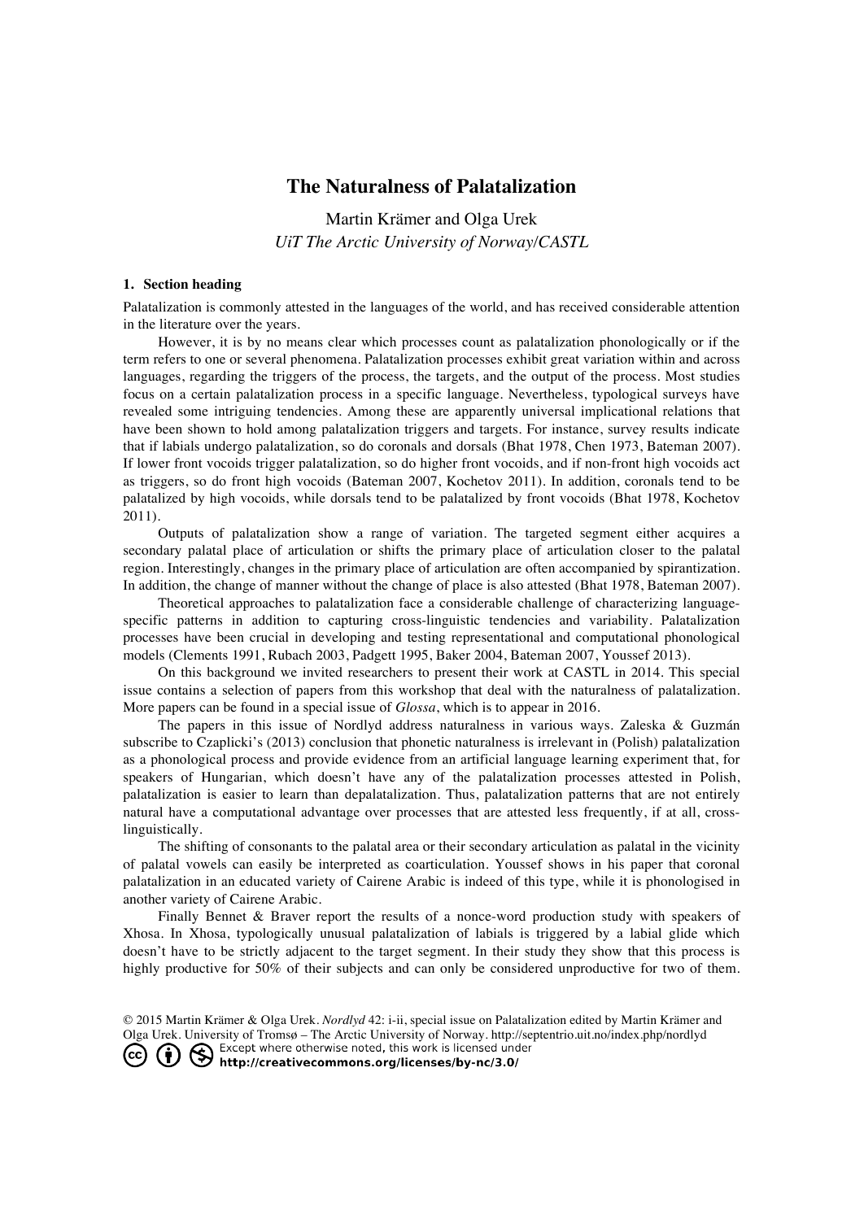# The Naturalness of Palatalization

Martin Krämer and Olga Urek
*UiT The Arctic University of Norway/CASTL*

## 1. Section heading

Palatalization is commonly attested in the languages of the world, and has received considerable attention in the literature over the years.

However, it is by no means clear which processes count as palatalization phonologically or if the term refers to one or several phenomena. Palatalization processes exhibit great variation within and across languages, regarding the triggers of the process, the targets, and the output of the process. Most studies focus on a certain palatalization process in a specific language. Nevertheless, typological surveys have revealed some intriguing tendencies. Among these are apparently universal implicational relations that have been shown to hold among palatalization triggers and targets. For instance, survey results indicate that if labials undergo palatalization, so do coronals and dorsals (Bhat 1978, Chen 1973, Bateman 2007). If lower front vocoids trigger palatalization, so do higher front vocoids, and if non-front high vocoids act as triggers, so do front high vocoids (Bateman 2007, Kochetov 2011). In addition, coronals tend to be palatalized by high vocoids, while dorsals tend to be palatalized by front vocoids (Bhat 1978, Kochetov 2011).

Outputs of palatalization show a range of variation. The targeted segment either acquires a secondary palatal place of articulation or shifts the primary place of articulation closer to the palatal region. Interestingly, changes in the primary place of articulation are often accompanied by spirantization. In addition, the change of manner without the change of place is also attested (Bhat 1978, Bateman 2007).

Theoretical approaches to palatalization face a considerable challenge of characterizing language-specific patterns in addition to capturing cross-linguistic tendencies and variability. Palatalization processes have been crucial in developing and testing representational and computational phonological models (Clements 1991, Rubach 2003, Padgett 1995, Baker 2004, Bateman 2007, Youssef 2013).

On this background we invited researchers to present their work at CASTL in 2014. This special issue contains a selection of papers from this workshop that deal with the naturalness of palatalization. More papers can be found in a special issue of *Glossa*, which is to appear in 2016.

The papers in this issue of Nordlyd address naturalness in various ways. Zaleska & Guzmán subscribe to Czaplicki's (2013) conclusion that phonetic naturalness is irrelevant in (Polish) palatalization as a phonological process and provide evidence from an artificial language learning experiment that, for speakers of Hungarian, which doesn't have any of the palatalization processes attested in Polish, palatalization is easier to learn than depalatalization. Thus, palatalization patterns that are not entirely natural have a computational advantage over processes that are attested less frequently, if at all, cross-linguistically.

The shifting of consonants to the palatal area or their secondary articulation as palatal in the vicinity of palatal vowels can easily be interpreted as coarticulation. Youssef shows in his paper that coronal palatalization in an educated variety of Cairene Arabic is indeed of this type, while it is phonologised in another variety of Cairene Arabic.

Finally Bennet & Braver report the results of a nonce-word production study with speakers of Xhosa. In Xhosa, typologically unusual palatalization of labials is triggered by a labial glide which doesn't have to be strictly adjacent to the target segment. In their study they show that this process is highly productive for 50% of their subjects and can only be considered unproductive for two of them.

© 2015 Martin Krämer & Olga Urek. *Nordlyd* 42: i-ii, special issue on Palatalization edited by Martin Krämer and Olga Urek. University of Tromsø – The Arctic University of Norway. http://septentrio.uit.no/index.php/nordlyd
Except where otherwise noted, this work is licensed under **http://creativecommons.org/licenses/by-nc/3.0/**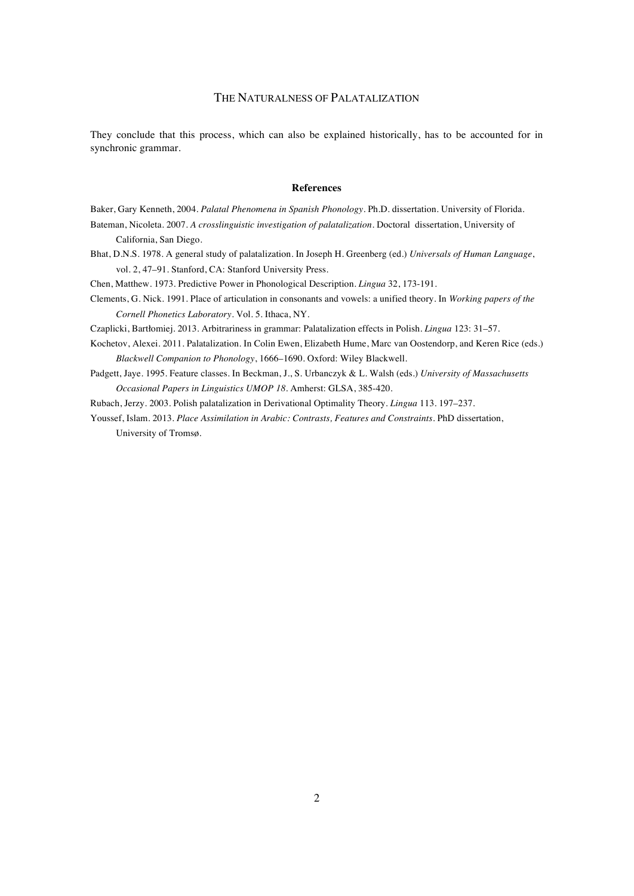They conclude that this process, which can also be explained historically, has to be accounted for in synchronic grammar.

## References

Baker, Gary Kenneth, 2004. *Palatal Phenomena in Spanish Phonology*. Ph.D. dissertation. University of Florida.

Bateman, Nicoleta. 2007. *A crosslinguistic investigation of palatalization*. Doctoral dissertation, University of California, San Diego.

Bhat, D.N.S. 1978. A general study of palatalization. In Joseph H. Greenberg (ed.) *Universals of Human Language*, vol. 2, 47–91. Stanford, CA: Stanford University Press.

Chen, Matthew. 1973. Predictive Power in Phonological Description. *Lingua* 32, 173-191.

Clements, G. Nick. 1991. Place of articulation in consonants and vowels: a unified theory. In *Working papers of the Cornell Phonetics Laboratory*. Vol. 5. Ithaca, NY.

Czaplicki, Bartłomiej. 2013. Arbitrariness in grammar: Palatalization effects in Polish. *Lingua* 123: 31–57.

Kochetov, Alexei. 2011. Palatalization. In Colin Ewen, Elizabeth Hume, Marc van Oostendorp, and Keren Rice (eds.) *Blackwell Companion to Phonology*, 1666–1690. Oxford: Wiley Blackwell.

Padgett, Jaye. 1995. Feature classes. In Beckman, J., S. Urbanczyk & L. Walsh (eds.) *University of Massachusetts Occasional Papers in Linguistics UMOP 18*. Amherst: GLSA, 385-420.

Rubach, Jerzy. 2003. Polish palatalization in Derivational Optimality Theory. *Lingua* 113. 197–237.

Youssef, Islam. 2013. *Place Assimilation in Arabic: Contrasts, Features and Constraints*. PhD dissertation, University of Tromsø.